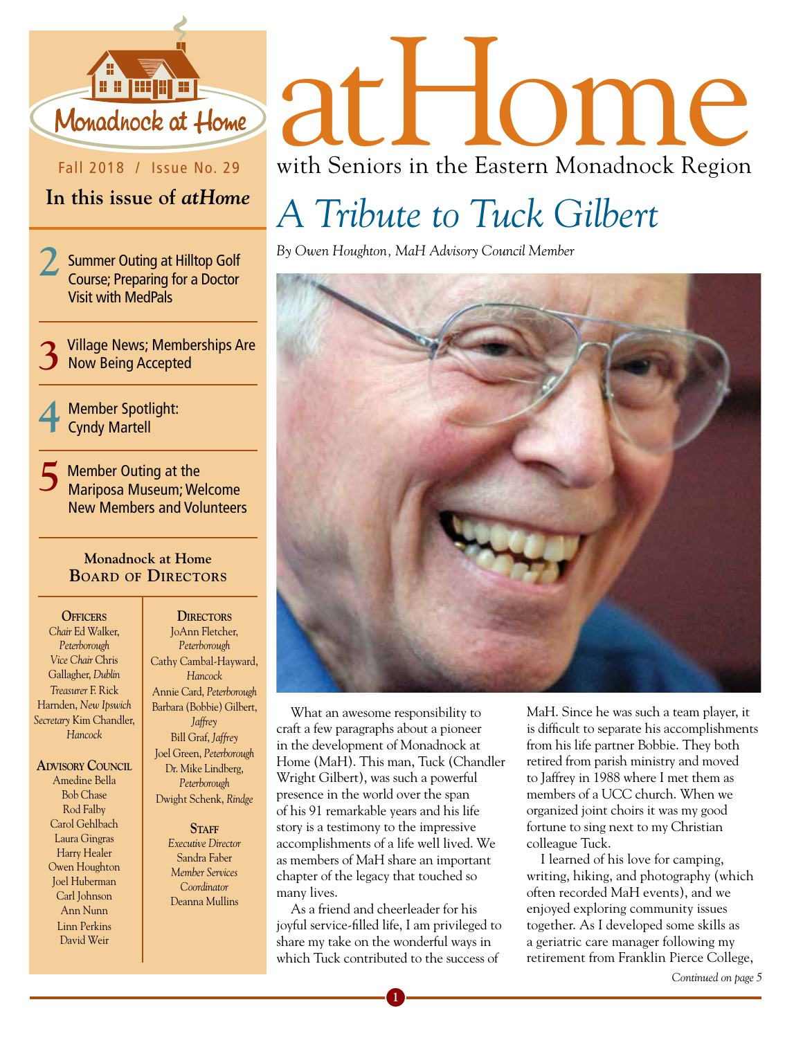Monadnock at Home

Fall 2018 / Issue No. 29

## In this issue of *atHome*

**2** Summer Outing at Hilltop Golf Course; Preparing for a Doctor Visit with MedPals

**3** Village News; Memberships Are Now Being Accepted

**4** Member Spotlight: Cyndy Martell

**5** Member Outing at the Mariposa Museum; Welcome New Members and Volunteers

### Monadnock at Home Board of Directors

**Officers**
*Chair* Ed Walker, *Peterborough*
*Vice Chair* Chris Gallagher, *Dublin*
*Treasurer* F. Rick Harnden, *New Ipswich*
*Secretary* Kim Chandler, *Hancock*

**Advisory Council**
Amedine Bella
Bob Chase
Rod Falby
Carol Gehlbach
Laura Gingras
Harry Healer
Owen Houghton
Joel Huberman
Carl Johnson
Ann Nunn
Linn Perkins
David Weir

**Directors**
JoAnn Fletcher, *Peterborough*
Cathy Cambal-Hayward, *Hancock*
Annie Card, *Peterborough*
Barbara (Bobbie) Gilbert, *Jaffrey*
Bill Graf, *Jaffrey*
Joel Green, *Peterborough*
Dr. Mike Lindberg, *Peterborough*
Dwight Schenk, *Rindge*

**Staff**
*Executive Director* Sandra Faber
*Member Services Coordinator* Deanna Mullins

# atHome
with Seniors in the Eastern Monadnock Region

## *A Tribute to Tuck Gilbert*

*By Owen Houghton, MaH Advisory Council Member*

What an awesome responsibility to craft a few paragraphs about a pioneer in the development of Monadnock at Home (MaH). This man, Tuck (Chandler Wright Gilbert), was such a powerful presence in the world over the span of his 91 remarkable years and his life story is a testimony to the impressive accomplishments of a life well lived. We as members of MaH share an important chapter of the legacy that touched so many lives.

As a friend and cheerleader for his joyful service-filled life, I am privileged to share my take on the wonderful ways in which Tuck contributed to the success of MaH. Since he was such a team player, it is difficult to separate his accomplishments from his life partner Bobbie. They both retired from parish ministry and moved to Jaffrey in 1988 where I met them as members of a UCC church. When we organized joint choirs it was my good fortune to sing next to my Christian colleague Tuck.

I learned of his love for camping, writing, hiking, and photography (which often recorded MaH events), and we enjoyed exploring community issues together. As I developed some skills as a geriatric care manager following my retirement from Franklin Pierce College,

*Continued on page 5*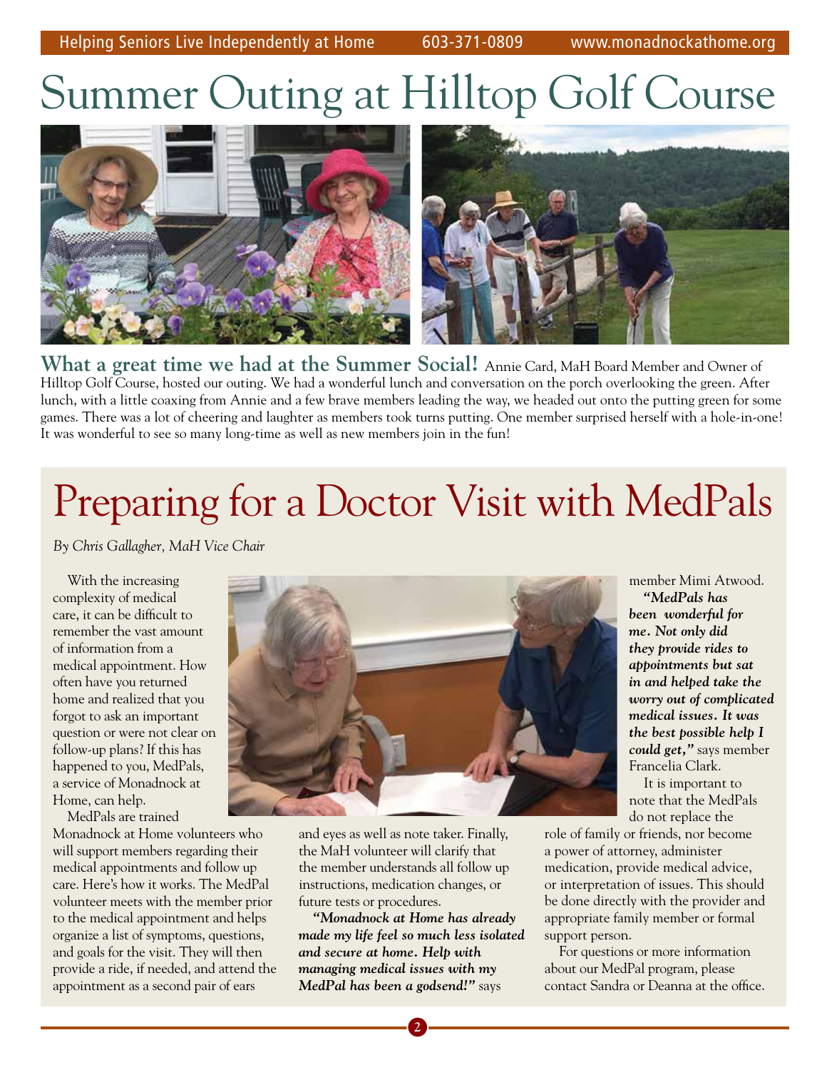# Summer Outing at Hilltop Golf Course

**What a great time we had at the Summer Social!** Annie Card, MaH Board Member and Owner of Hilltop Golf Course, hosted our outing. We had a wonderful lunch and conversation on the porch overlooking the green. After lunch, with a little coaxing from Annie and a few brave members leading the way, we headed out onto the putting green for some games. There was a lot of cheering and laughter as members took turns putting. One member surprised herself with a hole-in-one! It was wonderful to see so many long-time as well as new members join in the fun!

# Preparing for a Doctor Visit with MedPals

*By Chris Gallagher, MaH Vice Chair*

With the increasing complexity of medical care, it can be difficult to remember the vast amount of information from a medical appointment. How often have you returned home and realized that you forgot to ask an important question or were not clear on follow-up plans? If this has happened to you, MedPals, a service of Monadnock at Home, can help.

MedPals are trained Monadnock at Home volunteers who will support members regarding their medical appointments and follow up care. Here's how it works. The MedPal volunteer meets with the member prior to the medical appointment and helps organize a list of symptoms, questions, and goals for the visit. They will then provide a ride, if needed, and attend the appointment as a second pair of ears and eyes as well as note taker. Finally, the MaH volunteer will clarify that the member understands all follow up instructions, medication changes, or future tests or procedures.

***"Monadnock at Home has already made my life feel so much less isolated and secure at home. Help with managing medical issues with my MedPal has been a godsend!"*** says member Mimi Atwood.

***"MedPals has been wonderful for me. Not only did they provide rides to appointments but sat in and helped take the worry out of complicated medical issues. It was the best possible help I could get,"*** says member Francelia Clark.

It is important to note that the MedPals do not replace the role of family or friends, nor become a power of attorney, administer medication, provide medical advice, or interpretation of issues. This should be done directly with the provider and appropriate family member or formal support person.

For questions or more information about our MedPal program, please contact Sandra or Deanna at the office.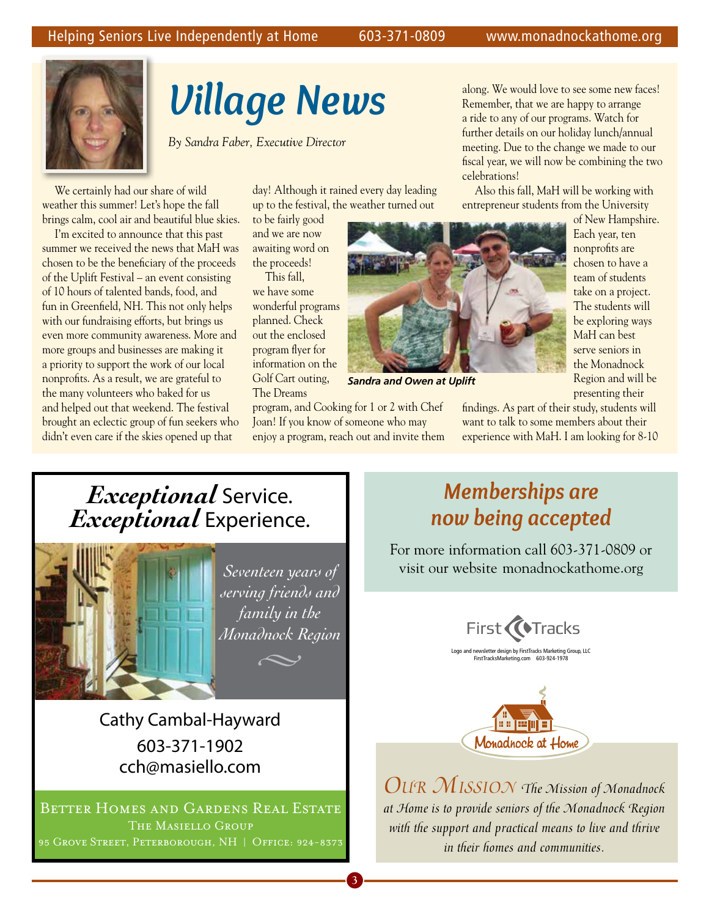# Village News

*By Sandra Faber, Executive Director*

We certainly had our share of wild weather this summer! Let's hope the fall brings calm, cool air and beautiful blue skies.

I'm excited to announce that this past summer we received the news that MaH was chosen to be the beneficiary of the proceeds of the Uplift Festival – an event consisting of 10 hours of talented bands, food, and fun in Greenfield, NH. This not only helps with our fundraising efforts, but brings us even more community awareness. More and more groups and businesses are making it a priority to support the work of our local nonprofits. As a result, we are grateful to the many volunteers who baked for us and helped out that weekend. The festival brought an eclectic group of fun seekers who didn't even care if the skies opened up that day! Although it rained every day leading up to the festival, the weather turned out to be fairly good and we are now awaiting word on the proceeds!

This fall, we have some wonderful programs planned. Check out the enclosed program flyer for information on the Golf Cart outing, The Dreams program, and Cooking for 1 or 2 with Chef Joan! If you know of someone who may enjoy a program, reach out and invite them along. We would love to see some new faces! Remember, that we are happy to arrange a ride to any of our programs. Watch for further details on our holiday lunch/annual meeting. Due to the change we made to our fiscal year, we will now be combining the two celebrations!

***Sandra and Owen at Uplift***

Also this fall, MaH will be working with entrepreneur students from the University of New Hampshire. Each year, ten nonprofits are chosen to have a team of students take on a project. The students will be exploring ways MaH can best serve seniors in the Monadnock Region and will be presenting their findings. As part of their study, students will want to talk to some members about their experience with MaH. I am looking for 8-10

---

***Exceptional*** **Service.**
***Exceptional*** **Experience.**

*Seventeen years of serving friends and family in the Monadnock Region*

Cathy Cambal-Hayward
603-371-1902
cch@masiello.com

BETTER HOMES AND GARDENS REAL ESTATE
THE MASIELLO GROUP
95 GROVE STREET, PETERBOROUGH, NH | OFFICE: 924-8373

---

## *Memberships are now being accepted*

For more information call 603-371-0809 or visit our website monadnockathome.org

First Tracks

Logo and newsletter design by FirstTracks Marketing Group, LLC
FirstTracksMarketing.com 603-924-1978

Monadnock at Home

*OUR MISSION The Mission of Monadnock at Home is to provide seniors of the Monadnock Region with the support and practical means to live and thrive in their homes and communities.*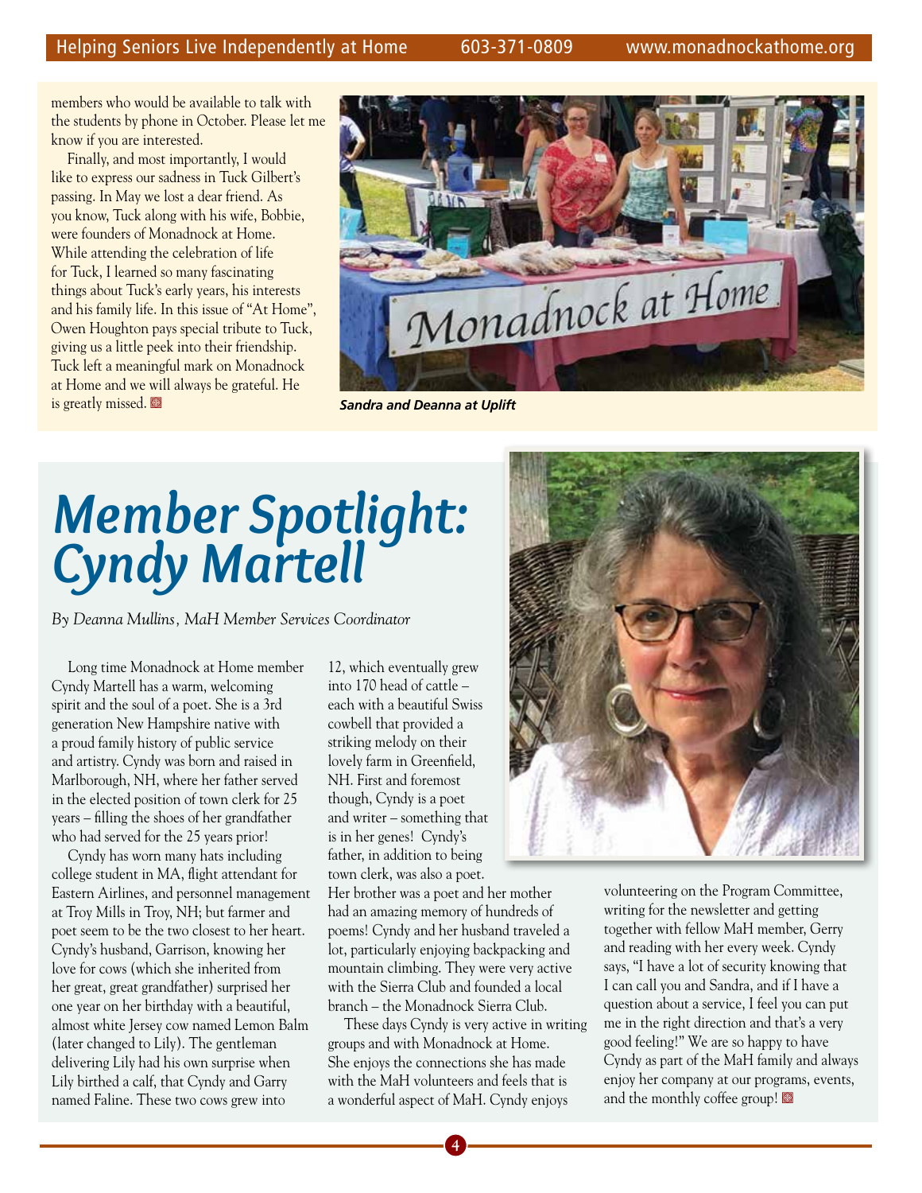members who would be available to talk with the students by phone in October. Please let me know if you are interested.

Finally, and most importantly, I would like to express our sadness in Tuck Gilbert's passing. In May we lost a dear friend. As you know, Tuck along with his wife, Bobbie, were founders of Monadnock at Home. While attending the celebration of life for Tuck, I learned so many fascinating things about Tuck's early years, his interests and his family life. In this issue of "At Home", Owen Houghton pays special tribute to Tuck, giving us a little peek into their friendship. Tuck left a meaningful mark on Monadnock at Home and we will always be grateful. He is greatly missed.

***Sandra and Deanna at Uplift***

# *Member Spotlight: Cyndy Martell*

*By Deanna Mullins, MaH Member Services Coordinator*

Long time Monadnock at Home member Cyndy Martell has a warm, welcoming spirit and the soul of a poet. She is a 3rd generation New Hampshire native with a proud family history of public service and artistry. Cyndy was born and raised in Marlborough, NH, where her father served in the elected position of town clerk for 25 years – filling the shoes of her grandfather who had served for the 25 years prior!

Cyndy has worn many hats including college student in MA, flight attendant for Eastern Airlines, and personnel management at Troy Mills in Troy, NH; but farmer and poet seem to be the two closest to her heart. Cyndy's husband, Garrison, knowing her love for cows (which she inherited from her great, great grandfather) surprised her one year on her birthday with a beautiful, almost white Jersey cow named Lemon Balm (later changed to Lily). The gentleman delivering Lily had his own surprise when Lily birthed a calf, that Cyndy and Garry named Faline. These two cows grew into 12, which eventually grew into 170 head of cattle – each with a beautiful Swiss cowbell that provided a striking melody on their lovely farm in Greenfield, NH. First and foremost though, Cyndy is a poet and writer – something that is in her genes! Cyndy's father, in addition to being town clerk, was also a poet. Her brother was a poet and her mother had an amazing memory of hundreds of poems! Cyndy and her husband traveled a lot, particularly enjoying backpacking and mountain climbing. They were very active with the Sierra Club and founded a local branch – the Monadnock Sierra Club.

These days Cyndy is very active in writing groups and with Monadnock at Home. She enjoys the connections she has made with the MaH volunteers and feels that is a wonderful aspect of MaH. Cyndy enjoys volunteering on the Program Committee, writing for the newsletter and getting together with fellow MaH member, Gerry and reading with her every week. Cyndy says, "I have a lot of security knowing that I can call you and Sandra, and if I have a question about a service, I feel you can put me in the right direction and that's a very good feeling!" We are so happy to have Cyndy as part of the MaH family and always enjoy her company at our programs, events, and the monthly coffee group!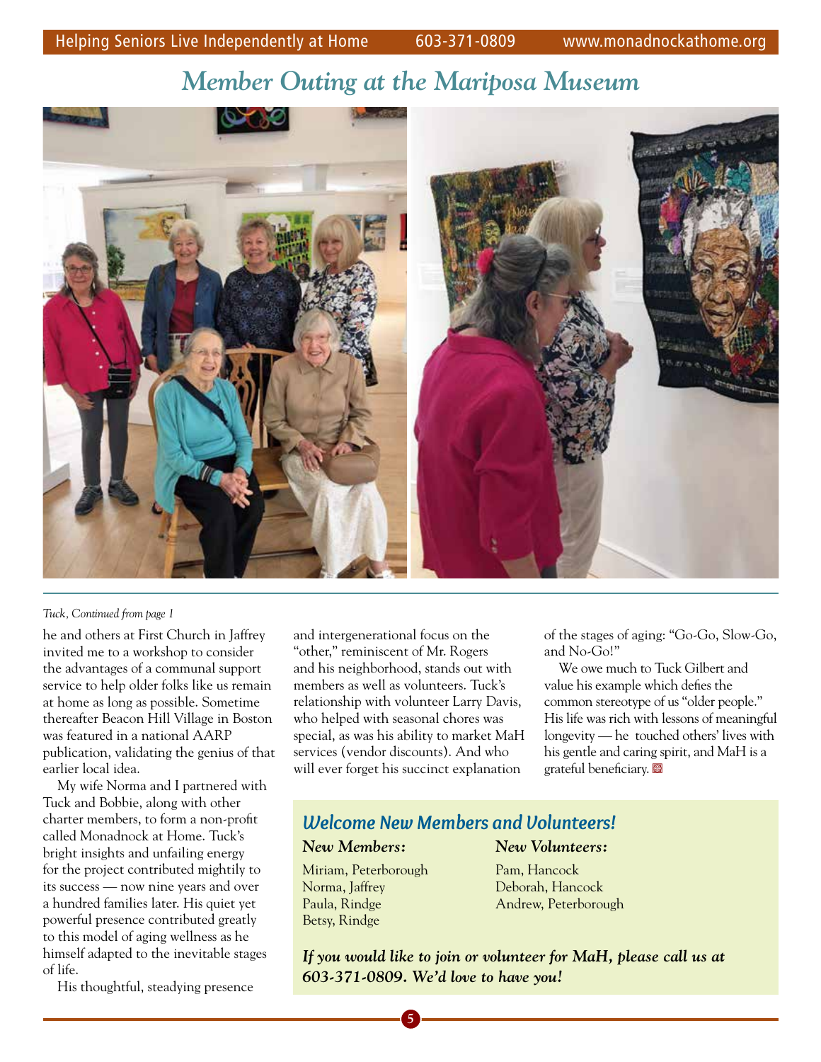## Member Outing at the Mariposa Museum

*Tuck, Continued from page 1*

he and others at First Church in Jaffrey invited me to a workshop to consider the advantages of a communal support service to help older folks like us remain at home as long as possible. Sometime thereafter Beacon Hill Village in Boston was featured in a national AARP publication, validating the genius of that earlier local idea.

My wife Norma and I partnered with Tuck and Bobbie, along with other charter members, to form a non-profit called Monadnock at Home. Tuck's bright insights and unfailing energy for the project contributed mightily to its success — now nine years and over a hundred families later. His quiet yet powerful presence contributed greatly to this model of aging wellness as he himself adapted to the inevitable stages of life.

His thoughtful, steadying presence and intergenerational focus on the "other," reminiscent of Mr. Rogers and his neighborhood, stands out with members as well as volunteers. Tuck's relationship with volunteer Larry Davis, who helped with seasonal chores was special, as was his ability to market MaH services (vendor discounts). And who will ever forget his succinct explanation of the stages of aging: "Go-Go, Slow-Go, and No-Go!"

We owe much to Tuck Gilbert and value his example which defies the common stereotype of us "older people." His life was rich with lessons of meaningful longevity — he touched others' lives with his gentle and caring spirit, and MaH is a grateful beneficiary.

### Welcome New Members and Volunteers!

**New Members:**

Miriam, Peterborough
Norma, Jaffrey
Paula, Rindge
Betsy, Rindge

**New Volunteers:**

Pam, Hancock
Deborah, Hancock
Andrew, Peterborough

***If you would like to join or volunteer for MaH, please call us at 603-371-0809. We'd love to have you!***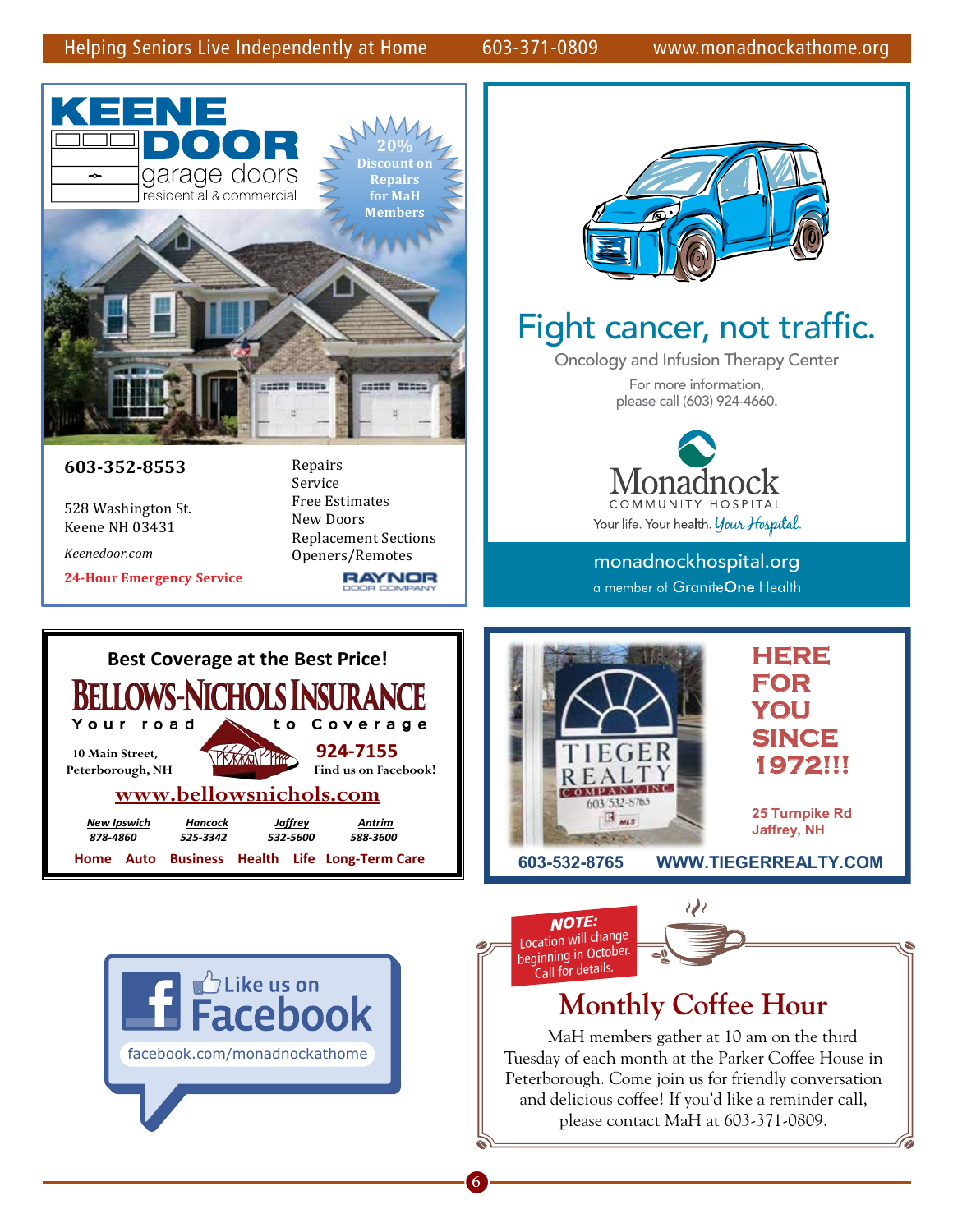# KEENE DOOR

garage doors
residential & commercial

**20% Discount on Repairs for MaH Members**

**603-352-8553**

528 Washington St.
Keene NH 03431

*Keenedoor.com*

**24-Hour Emergency Service**

Repairs
Service
Free Estimates
New Doors
Replacement Sections
Openers/Remotes

RAYNOR DOOR COMPANY

# Fight cancer, not traffic.

Oncology and Infusion Therapy Center

For more information, please call (603) 924-4660.

Monadnock COMMUNITY HOSPITAL

Your life. Your health. *Your Hospital.*

monadnockhospital.org

a member of GraniteOne Health

**Best Coverage at the Best Price!**

# BELLOWS-NICHOLS INSURANCE

Your road to Coverage

10 Main Street,
Peterborough, NH

**924-7155**
**Find us on Facebook!**

**www.bellowsnichols.com**

| New Ipswich | Hancock | Jaffrey | Antrim |
|---|---|---|---|
| 878-4860 | 525-3342 | 532-5600 | 588-3600 |

**Home Auto Business Health Life Long-Term Care**

TIEGER REALTY COMPANY, INC
603/532-8765

# HERE FOR YOU SINCE 1972!!!

**25 Turnpike Rd**
**Jaffrey, NH**

**603-532-8765** **WWW.TIEGERREALTY.COM**

Like us on Facebook

facebook.com/monadnockathome

***NOTE:***
Location will change beginning in October. Call for details.

## Monthly Coffee Hour

MaH members gather at 10 am on the third Tuesday of each month at the Parker Coffee House in Peterborough. Come join us for friendly conversation and delicious coffee! If you'd like a reminder call, please contact MaH at 603-371-0809.